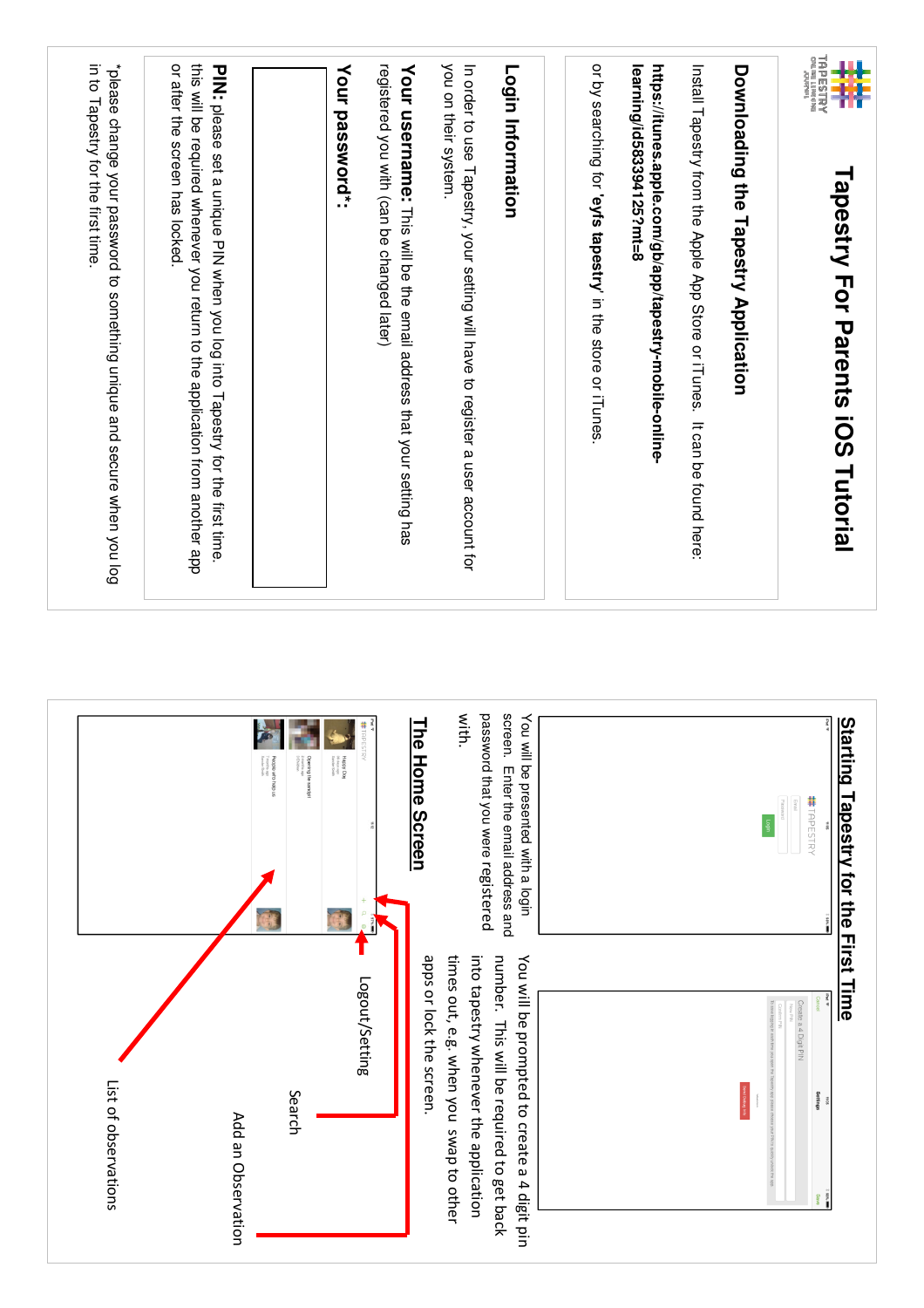# Tapestry For Parents iOS Tutorial

## Downloading the Tapestry Application

Install Tapestry from the Apple App Store or iTunes. It can be found here:

**https://itunes.apple.com/gb/app/tapestry-mobile-online-learning/id583394125?mt=8**

or by searching for '**eyfs tapestry**' in the store or iTunes.

## Login Information

In order to use Tapestry, your setting will have to register a user account for you on their system.

**Your username:** This will be the email address that your setting has registered you with (can be changed later)

**Your password*:**

**PIN:** please set a unique PIN when you log into Tapestry for the first time. this will be required whenever you return to the application from another app or after the screen has locked.

*please change your password to something unique and secure when you log in to Tapestry for the first time.

## Starting Tapestry for the First Time

You will be presented with a login screen. Enter the email address and password that you were registered with.

You will be prompted to create a 4 digit pin number. This will be required to get back into tapestry whenever the application times out, e.g. when you swap to other apps or lock the screen.

## The Home Screen

Logout/Setting

Search

Add an Observation

List of observations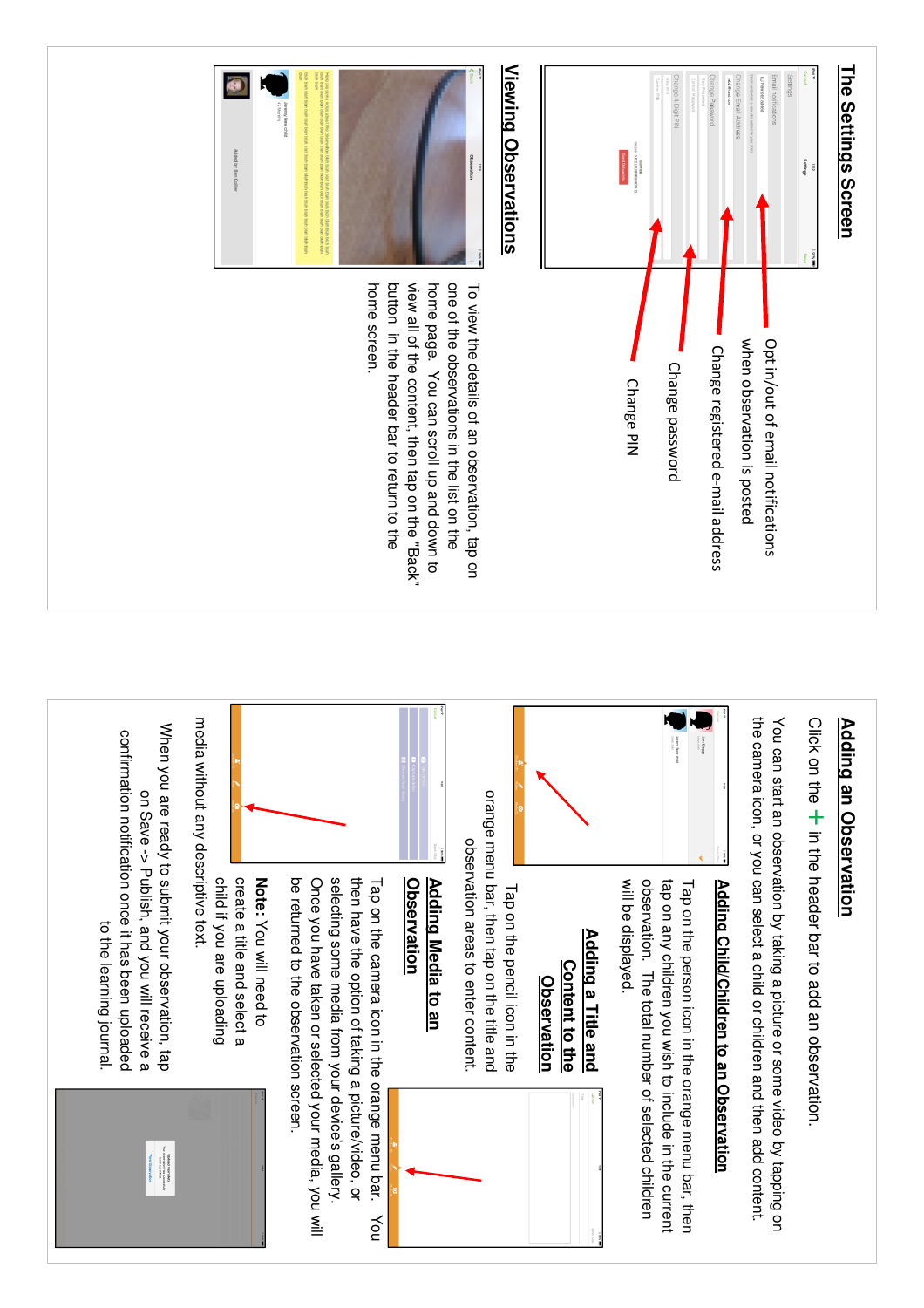## The Setting Screen

Opt in/out of email notifications when observation is posted

Change registered e-mail address

Change password

Change PIN

## Viewing Observations

To view the details of an observation, tap on one of the observations in the list on the home page. You can scroll up and down to view all of the content, then tap on the "Back" button in the header bar to return to the home screen.

## Adding an Observation

Click on the + in the header bar to add an observation.

You can start an observation by taking a picture or some video by tapping on the camera icon, or you can select a child or children and then add content.

### Adding Child/Children to an Observation

Tap on the person icon in the orange menu bar, then tap on any children you wish to include in the current observation. The total number of selected children will be displayed.

### Adding a Title and Content to the Observation

Tap on the pencil icon in the orange menu bar, then tap on the title and observation areas to enter content.

### Adding Media to an Observation

Tap on the camera icon in the orange menu bar. You then have the option of taking a picture/video, or selecting some media from your device's gallery. Once you have taken or selected your media, you will be returned to the observation screen.

**Note:** You will need to create a title and select a child if you are uploading media without any descriptive text.

When you are ready to submit your observation, tap on Save -> Publish, and you will receive a confirmation notification once it has been uploaded to the learning journal.